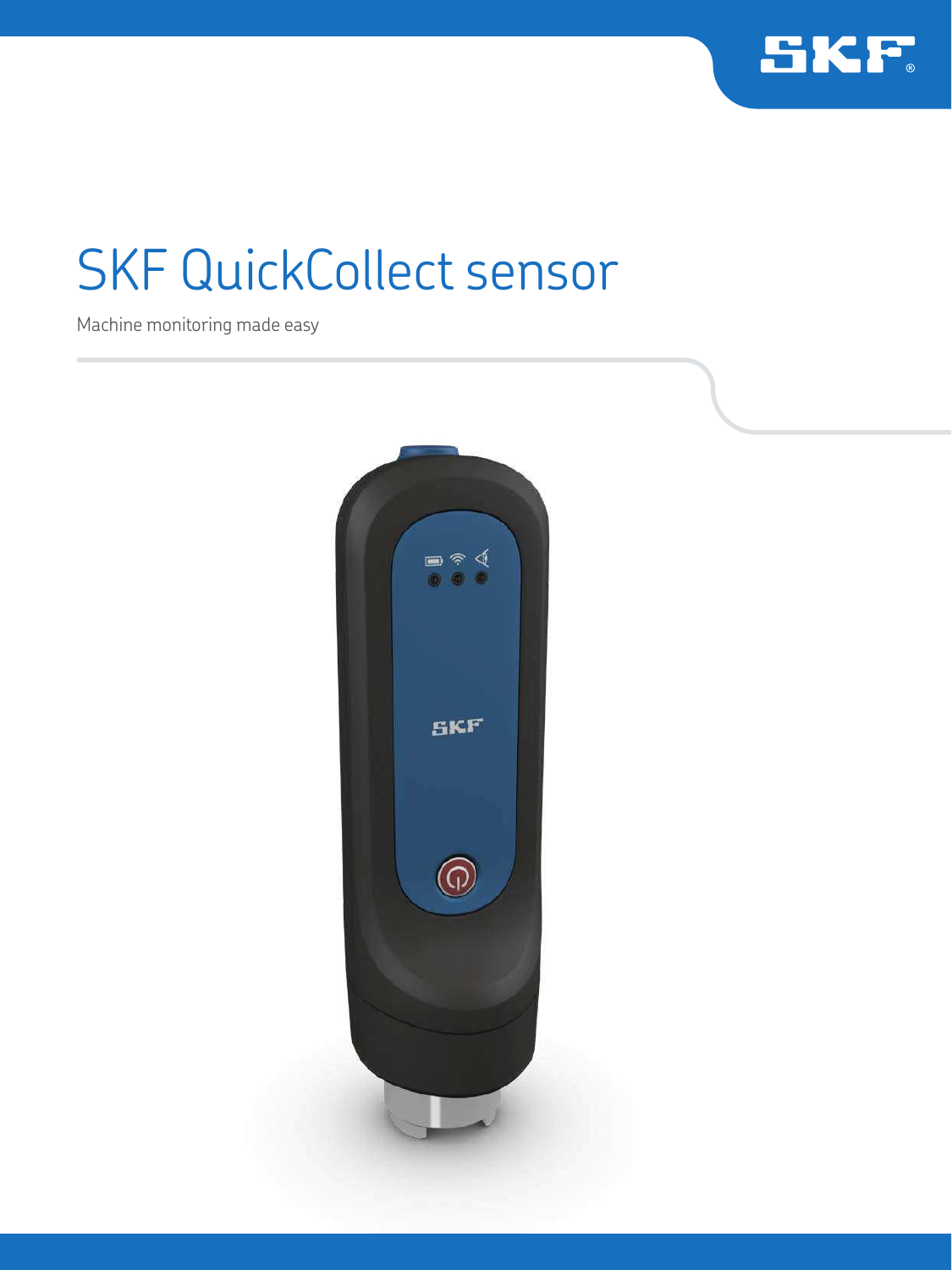# SKF QuickCollect sensor

Machine monitoring made easy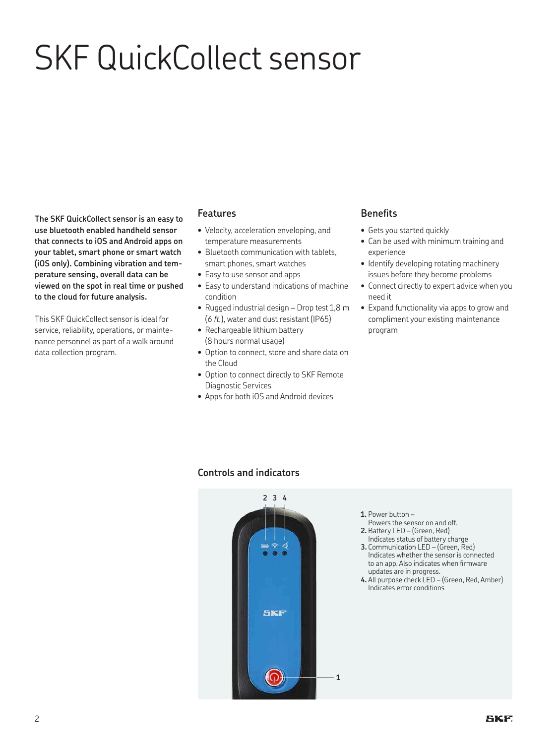# SKF QuickCollect sensor

**The SKF QuickCollect sensor is an easy to use bluetooth enabled handheld sensor that connects to iOS and Android apps on your tablet, smart phone or smart watch (iOS only). Combining vibration and temperature sensing, overall data can be viewed on the spot in real time or pushed to the cloud for future analysis.**

This SKF QuickCollect sensor is ideal for service, reliability, operations, or maintenance personnel as part of a walk around data collection program.

## Features

- Velocity, acceleration enveloping, and temperature measurements
- Bluetooth communication with tablets, smart phones, smart watches
- Easy to use sensor and apps
- Easy to understand indications of machine condition
- Rugged industrial design – Drop test 1,8 m (*6 ft.*), water and dust resistant (IP65)
- Rechargeable lithium battery (8 hours normal usage)
- Option to connect, store and share data on the Cloud
- Option to connect directly to SKF Remote Diagnostic Services
- Apps for both iOS and Android devices

## Benefits

- Gets you started quickly
- Can be used with minimum training and experience
- Identify developing rotating machinery issues before they become problems
- Connect directly to expert advice when you need it
- Expand functionality via apps to grow and compliment your existing maintenance program

## Controls and indicators

1. Power button – Powers the sensor on and off.
2. Battery LED – (Green, Red) Indicates status of battery charge
3. Communication LED – (Green, Red) Indicates whether the sensor is connected to an app. Also indicates when firmware updates are in progress.
4. All purpose check LED – (Green, Red, Amber) Indicates error conditions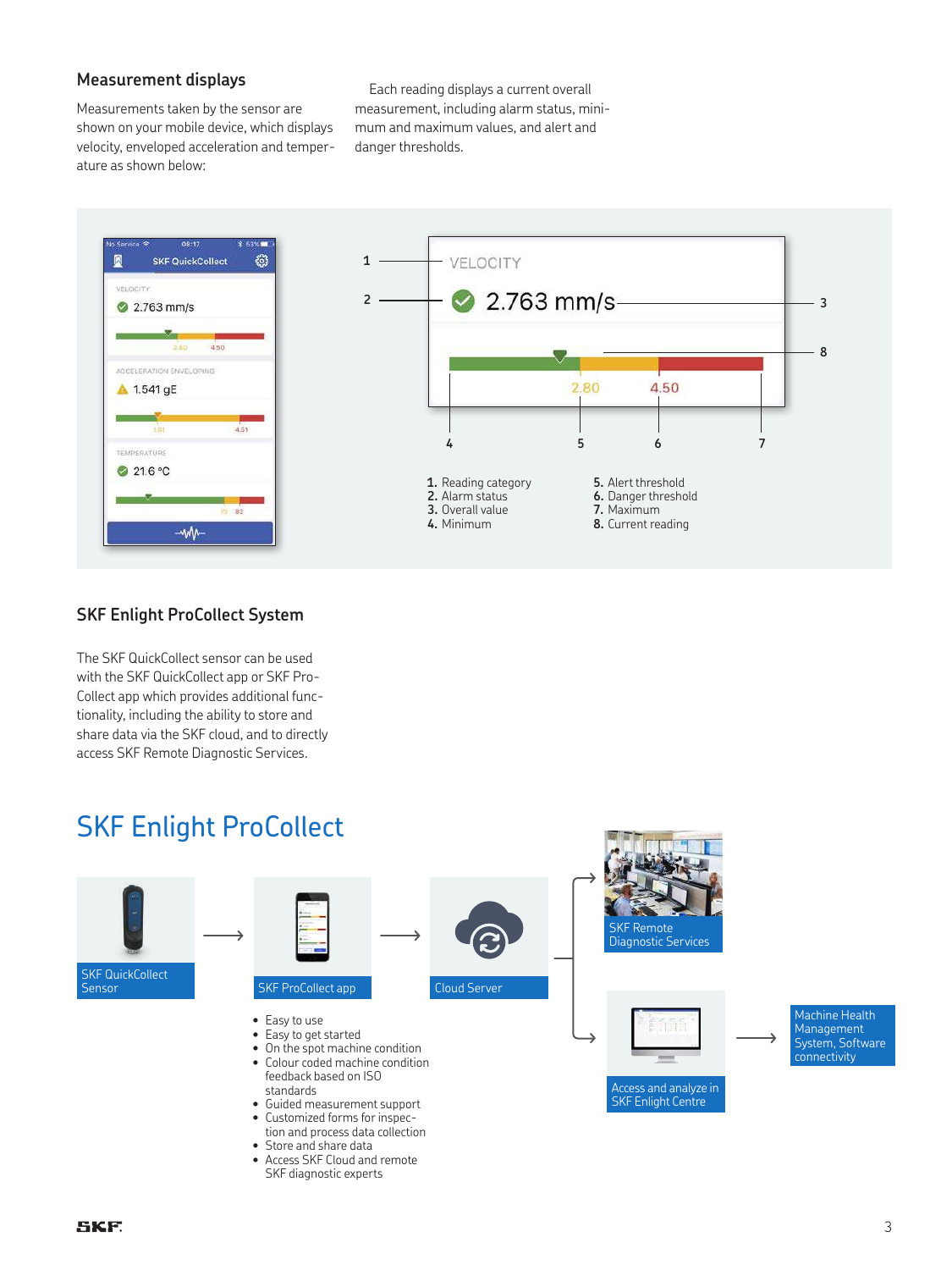## Measurement displays

Measurements taken by the sensor are shown on your mobile device, which displays velocity, enveloped acceleration and temperature as shown below:

Each reading displays a current overall measurement, including alarm status, minimum and maximum values, and alert and danger thresholds.

1. Reading category
2. Alarm status
3. Overall value
4. Minimum
5. Alert threshold
6. Danger threshold
7. Maximum
8. Current reading

## SKF Enlight ProCollect System

The SKF QuickCollect sensor can be used with the SKF QuickCollect app or SKF ProCollect app which provides additional functionality, including the ability to store and share data via the SKF cloud, and to directly access SKF Remote Diagnostic Services.

# SKF Enlight ProCollect

SKF QuickCollect Sensor → SKF ProCollect app → Cloud Server → SKF Remote Diagnostic Services / Access and analyze in SKF Enlight Centre → Machine Health Management System, Software connectivity

SKF ProCollect app:

- Easy to use
- Easy to get started
- On the spot machine condition
- Colour coded machine condition feedback based on ISO standards
- Guided measurement support
- Customized forms for inspection and process data collection
- Store and share data
- Access SKF Cloud and remote SKF diagnostic experts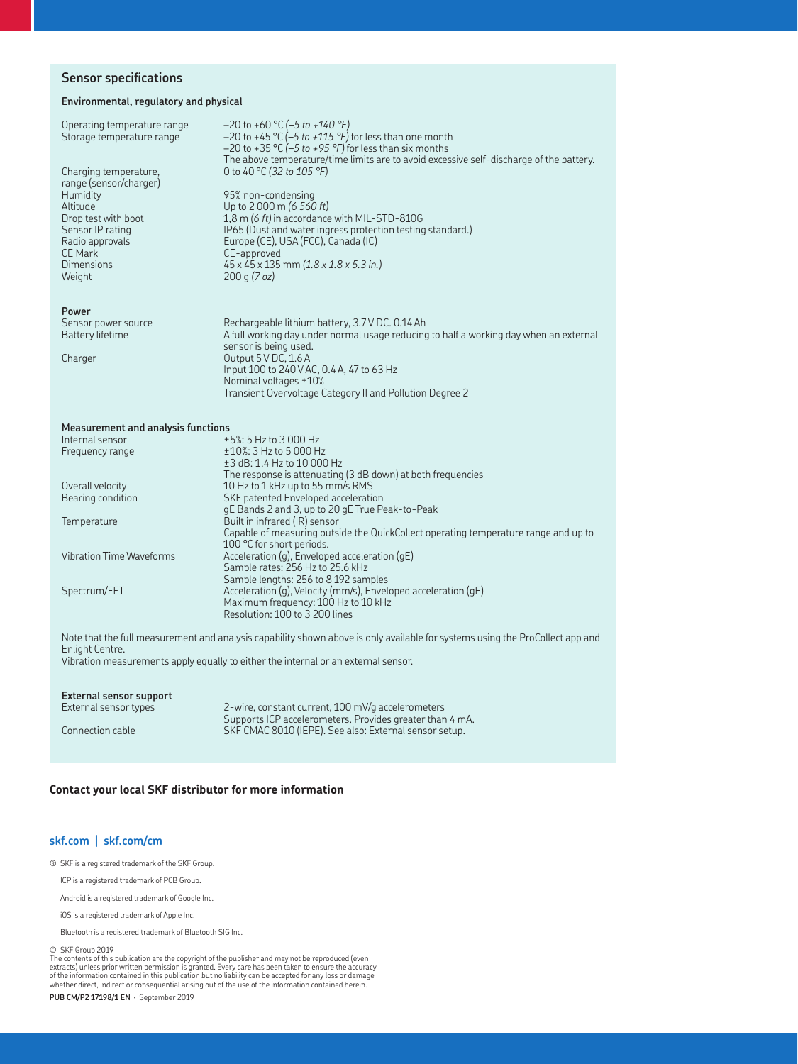## Sensor specifications

### Environmental, regulatory and physical

| | |
|---|---|
| Operating temperature range | –20 to +60 °C *(–5 to +140 °F)* |
| Storage temperature range | –20 to +45 °C *(–5 to +115 °F)* for less than one month<br>–20 to +35 °C *(–5 to +95 °F)* for less than six months<br>The above temperature/time limits are to avoid excessive self-discharge of the battery. |
| Charging temperature, range (sensor/charger) | 0 to 40 °C *(32 to 105 °F)* |
| Humidity | 95% non-condensing |
| Altitude | Up to 2 000 m *(6 560 ft)* |
| Drop test with boot | 1,8 m *(6 ft)* in accordance with MIL-STD-810G |
| Sensor IP rating | IP65 (Dust and water ingress protection testing standard.) |
| Radio approvals | Europe (CE), USA (FCC), Canada (IC) |
| CE Mark | CE-approved |
| Dimensions | 45 x 45 x 135 mm *(1.8 x 1.8 x 5.3 in.)* |
| Weight | 200 g *(7 oz)* |

### Power

| | |
|---|---|
| Sensor power source | Rechargeable lithium battery, 3.7 V DC. 0.14 Ah |
| Battery lifetime | A full working day under normal usage reducing to half a working day when an external sensor is being used. |
| Charger | Output 5 V DC, 1.6 A<br>Input 100 to 240 V AC, 0.4 A, 47 to 63 Hz<br>Nominal voltages ±10%<br>Transient Overvoltage Category II and Pollution Degree 2 |

### Measurement and analysis functions

| | |
|---|---|
| Internal sensor<br>Frequency range | ±5%: 5 Hz to 3 000 Hz<br>±10%: 3 Hz to 5 000 Hz<br>±3 dB: 1.4 Hz to 10 000 Hz<br>The response is attenuating (3 dB down) at both frequencies |
| Overall velocity | 10 Hz to 1 kHz up to 55 mm/s RMS |
| Bearing condition | SKF patented Enveloped acceleration<br>gE Bands 2 and 3, up to 20 gE True Peak-to-Peak |
| Temperature | Built in infrared (IR) sensor<br>Capable of measuring outside the QuickCollect operating temperature range and up to 100 °C for short periods. |
| Vibration Time Waveforms | Acceleration (g), Enveloped acceleration (gE)<br>Sample rates: 256 Hz to 25.6 kHz<br>Sample lengths: 256 to 8 192 samples |
| Spectrum/FFT | Acceleration (g), Velocity (mm/s), Enveloped acceleration (gE)<br>Maximum frequency: 100 Hz to 10 kHz<br>Resolution: 100 to 3 200 lines |

Note that the full measurement and analysis capability shown above is only available for systems using the ProCollect app and Enlight Centre.
Vibration measurements apply equally to either the internal or an external sensor.

### External sensor support

| | |
|---|---|
| External sensor types | 2-wire, constant current, 100 mV/g accelerometers<br>Supports ICP accelerometers. Provides greater than 4 mA. |
| Connection cable | SKF CMAC 8010 (IEPE). See also: External sensor setup. |

**Contact your local SKF distributor for more information**

**skf.com | skf.com/cm**

® SKF is a registered trademark of the SKF Group.

ICP is a registered trademark of PCB Group.

Android is a registered trademark of Google Inc.

iOS is a registered trademark of Apple Inc.

Bluetooth is a registered trademark of Bluetooth SIG Inc.

© SKF Group 2019
The contents of this publication are the copyright of the publisher and may not be reproduced (even extracts) unless prior written permission is granted. Every care has been taken to ensure the accuracy of the information contained in this publication but no liability can be accepted for any loss or damage whether direct, indirect or consequential arising out of the use of the information contained herein.

**PUB CM/P2 17198/1 EN** · September 2019